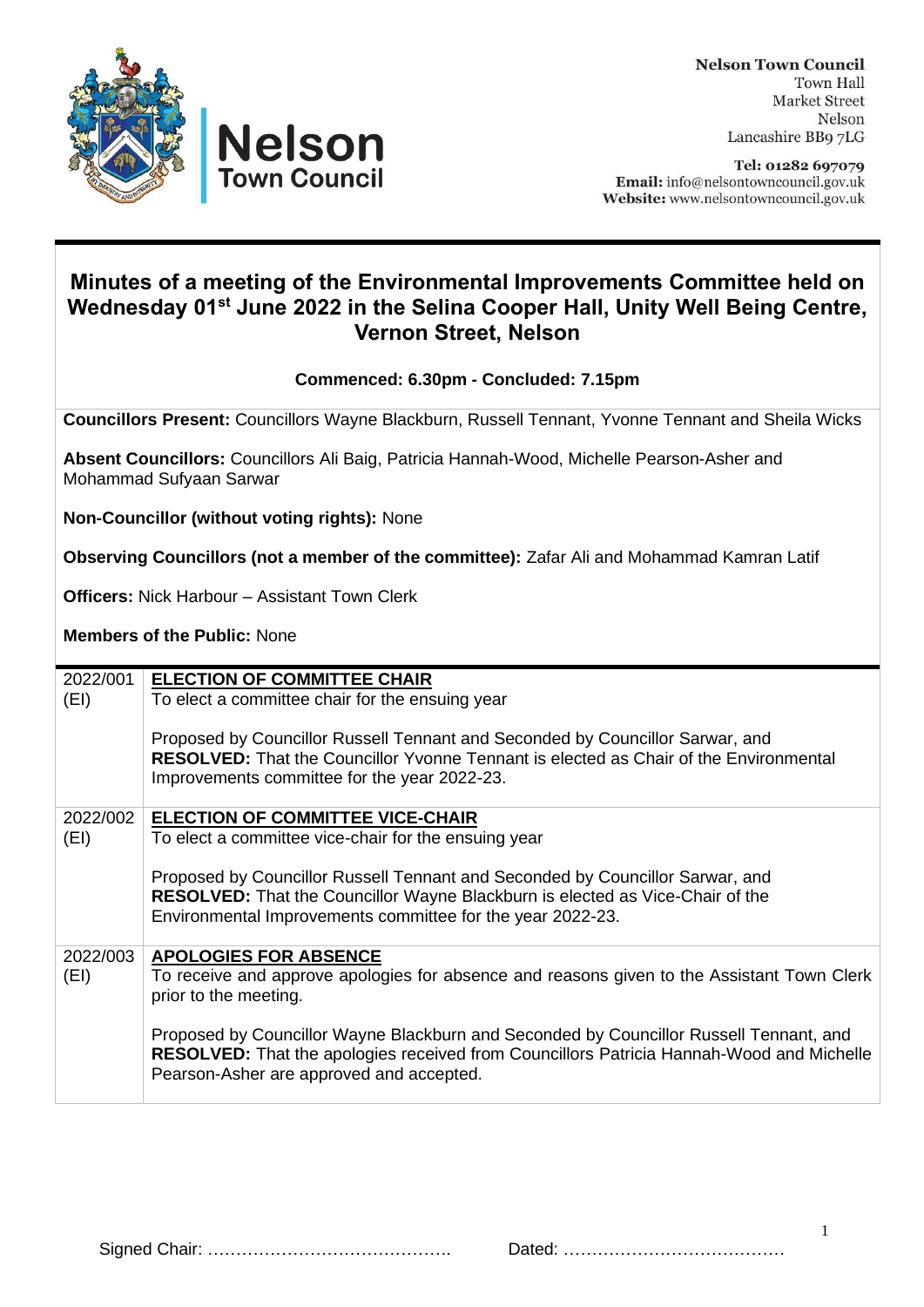**Nelson Town Council**
Town Hall
Market Street
Nelson
Lancashire BB9 7LG

**Tel: 01282 697079**
**Email:** info@nelsontowncouncil.gov.uk
**Website:** www.nelsontowncouncil.gov.uk

# Minutes of a meeting of the Environmental Improvements Committee held on Wednesday 01st June 2022 in the Selina Cooper Hall, Unity Well Being Centre, Vernon Street, Nelson

**Commenced: 6.30pm - Concluded: 7.15pm**

**Councillors Present:** Councillors Wayne Blackburn, Russell Tennant, Yvonne Tennant and Sheila Wicks

**Absent Councillors:** Councillors Ali Baig, Patricia Hannah-Wood, Michelle Pearson-Asher and Mohammad Sufyaan Sarwar

**Non-Councillor (without voting rights):** None

**Observing Councillors (not a member of the committee):** Zafar Ali and Mohammad Kamran Latif

**Officers:** Nick Harbour – Assistant Town Clerk

**Members of the Public:** None

| | |
|---|---|
| 2022/001 (EI) | **ELECTION OF COMMITTEE CHAIR**<br>To elect a committee chair for the ensuing year<br><br>Proposed by Councillor Russell Tennant and Seconded by Councillor Sarwar, and **RESOLVED:** That the Councillor Yvonne Tennant is elected as Chair of the Environmental Improvements committee for the year 2022-23. |
| 2022/002 (EI) | **ELECTION OF COMMITTEE VICE-CHAIR**<br>To elect a committee vice-chair for the ensuing year<br><br>Proposed by Councillor Russell Tennant and Seconded by Councillor Sarwar, and **RESOLVED:** That the Councillor Wayne Blackburn is elected as Vice-Chair of the Environmental Improvements committee for the year 2022-23. |
| 2022/003 (EI) | **APOLOGIES FOR ABSENCE**<br>To receive and approve apologies for absence and reasons given to the Assistant Town Clerk prior to the meeting.<br><br>Proposed by Councillor Wayne Blackburn and Seconded by Councillor Russell Tennant, and **RESOLVED:** That the apologies received from Councillors Patricia Hannah-Wood and Michelle Pearson-Asher are approved and accepted. |

Signed Chair: …………………………………….   Dated: …………………………………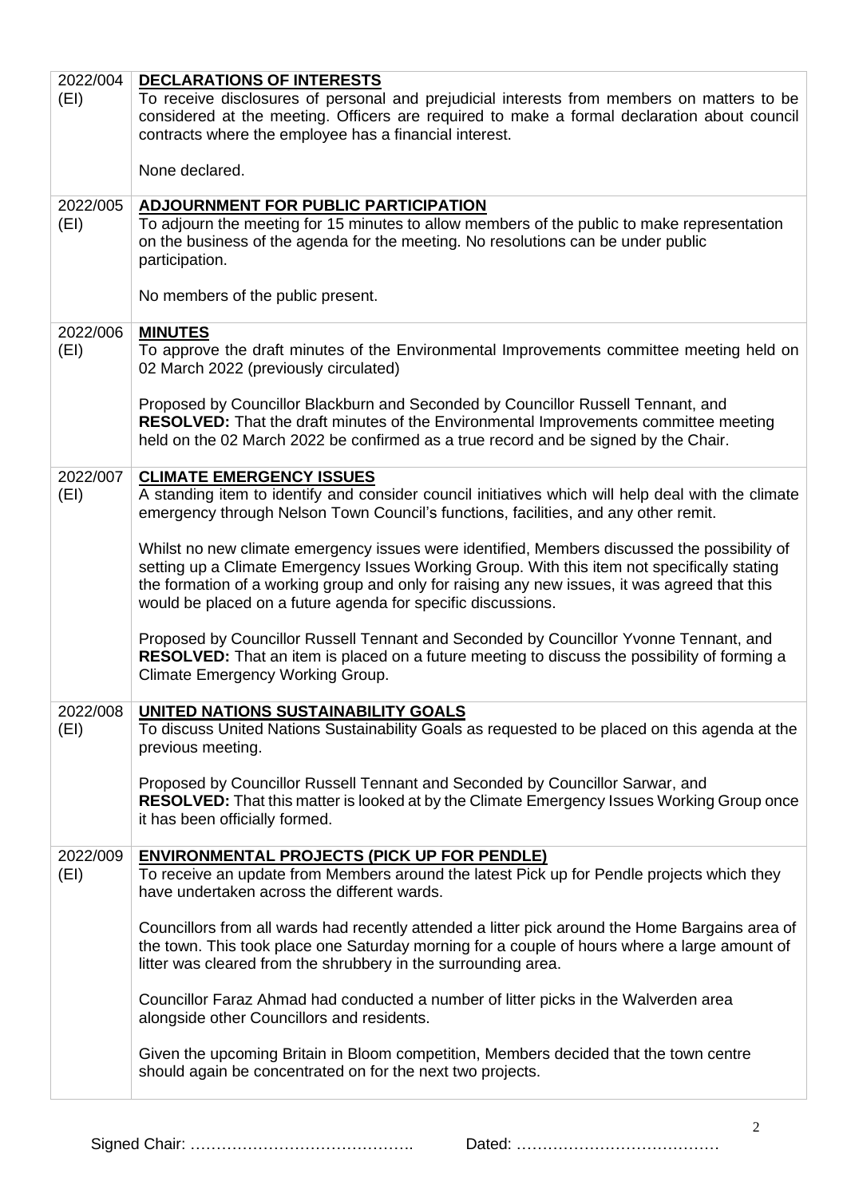| | |
|---|---|
| 2022/004 (EI) | **DECLARATIONS OF INTERESTS**<br>To receive disclosures of personal and prejudicial interests from members on matters to be considered at the meeting. Officers are required to make a formal declaration about council contracts where the employee has a financial interest.<br><br>None declared. |
| 2022/005 (EI) | **ADJOURNMENT FOR PUBLIC PARTICIPATION**<br>To adjourn the meeting for 15 minutes to allow members of the public to make representation on the business of the agenda for the meeting. No resolutions can be under public participation.<br><br>No members of the public present. |
| 2022/006 (EI) | **MINUTES**<br>To approve the draft minutes of the Environmental Improvements committee meeting held on 02 March 2022 (previously circulated)<br><br>Proposed by Councillor Blackburn and Seconded by Councillor Russell Tennant, and **RESOLVED:** That the draft minutes of the Environmental Improvements committee meeting held on the 02 March 2022 be confirmed as a true record and be signed by the Chair. |
| 2022/007 (EI) | **CLIMATE EMERGENCY ISSUES**<br>A standing item to identify and consider council initiatives which will help deal with the climate emergency through Nelson Town Council's functions, facilities, and any other remit.<br><br>Whilst no new climate emergency issues were identified, Members discussed the possibility of setting up a Climate Emergency Issues Working Group. With this item not specifically stating the formation of a working group and only for raising any new issues, it was agreed that this would be placed on a future agenda for specific discussions.<br><br>Proposed by Councillor Russell Tennant and Seconded by Councillor Yvonne Tennant, and **RESOLVED:** That an item is placed on a future meeting to discuss the possibility of forming a Climate Emergency Working Group. |
| 2022/008 (EI) | **UNITED NATIONS SUSTAINABILITY GOALS**<br>To discuss United Nations Sustainability Goals as requested to be placed on this agenda at the previous meeting.<br><br>Proposed by Councillor Russell Tennant and Seconded by Councillor Sarwar, and **RESOLVED:** That this matter is looked at by the Climate Emergency Issues Working Group once it has been officially formed. |
| 2022/009 (EI) | **ENVIRONMENTAL PROJECTS (PICK UP FOR PENDLE)**<br>To receive an update from Members around the latest Pick up for Pendle projects which they have undertaken across the different wards.<br><br>Councillors from all wards had recently attended a litter pick around the Home Bargains area of the town. This took place one Saturday morning for a couple of hours where a large amount of litter was cleared from the shrubbery in the surrounding area.<br><br>Councillor Faraz Ahmad had conducted a number of litter picks in the Walverden area alongside other Councillors and residents.<br><br>Given the upcoming Britain in Bloom competition, Members decided that the town centre should again be concentrated on for the next two projects. |

Signed Chair: …………………………………….   Dated: …………………………………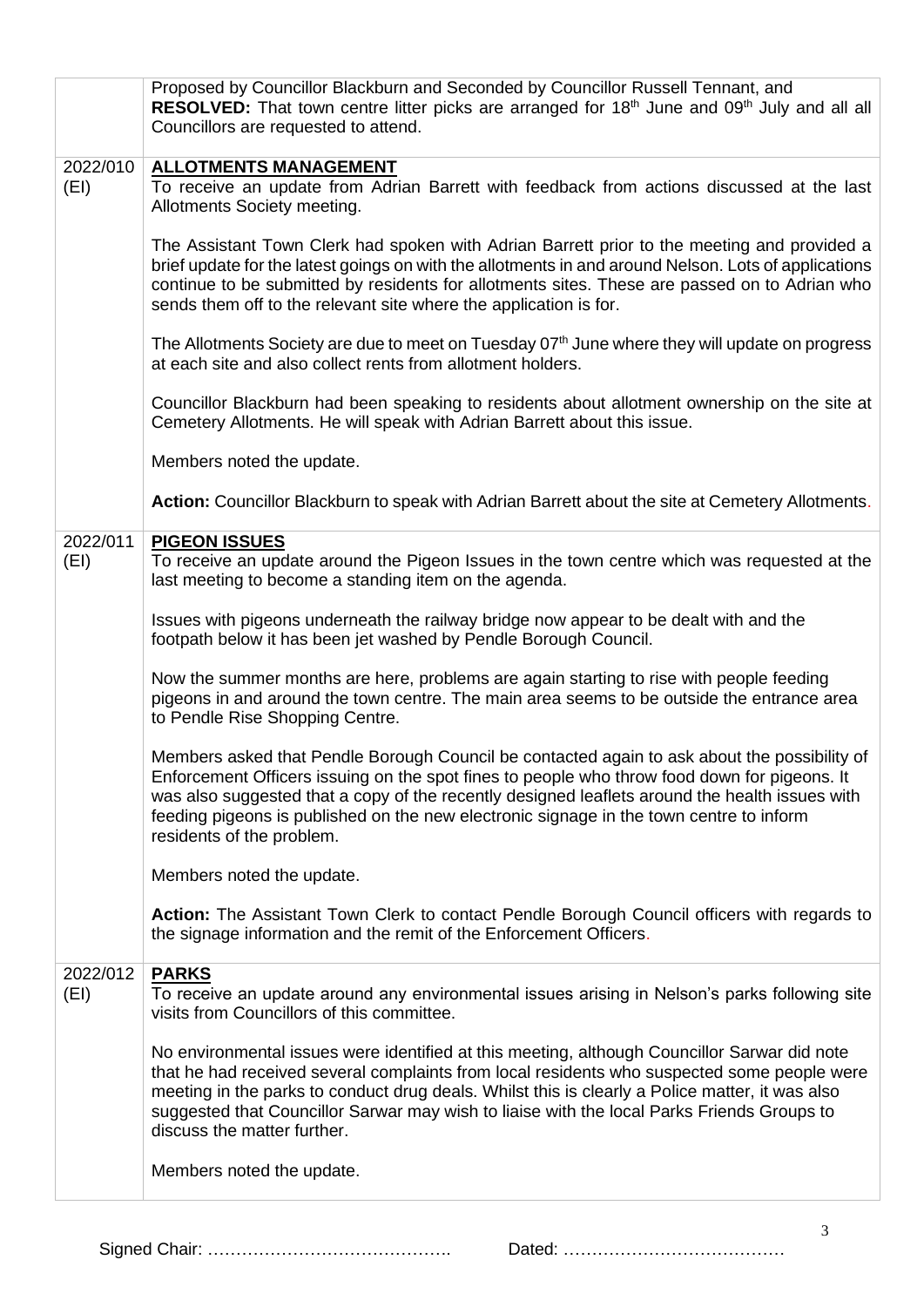| | |
|---|---|
| | Proposed by Councillor Blackburn and Seconded by Councillor Russell Tennant, and **RESOLVED:** That town centre litter picks are arranged for 18th June and 09th July and all all Councillors are requested to attend. |
| 2022/010 (EI) | **ALLOTMENTS MANAGEMENT**<br>To receive an update from Adrian Barrett with feedback from actions discussed at the last Allotments Society meeting.<br><br>The Assistant Town Clerk had spoken with Adrian Barrett prior to the meeting and provided a brief update for the latest goings on with the allotments in and around Nelson. Lots of applications continue to be submitted by residents for allotments sites. These are passed on to Adrian who sends them off to the relevant site where the application is for.<br><br>The Allotments Society are due to meet on Tuesday 07th June where they will update on progress at each site and also collect rents from allotment holders.<br><br>Councillor Blackburn had been speaking to residents about allotment ownership on the site at Cemetery Allotments. He will speak with Adrian Barrett about this issue.<br><br>Members noted the update.<br><br>**Action:** Councillor Blackburn to speak with Adrian Barrett about the site at Cemetery Allotments. |
| 2022/011 (EI) | **PIGEON ISSUES**<br>To receive an update around the Pigeon Issues in the town centre which was requested at the last meeting to become a standing item on the agenda.<br><br>Issues with pigeons underneath the railway bridge now appear to be dealt with and the footpath below it has been jet washed by Pendle Borough Council.<br><br>Now the summer months are here, problems are again starting to rise with people feeding pigeons in and around the town centre. The main area seems to be outside the entrance area to Pendle Rise Shopping Centre.<br><br>Members asked that Pendle Borough Council be contacted again to ask about the possibility of Enforcement Officers issuing on the spot fines to people who throw food down for pigeons. It was also suggested that a copy of the recently designed leaflets around the health issues with feeding pigeons is published on the new electronic signage in the town centre to inform residents of the problem.<br><br>Members noted the update.<br><br>**Action:** The Assistant Town Clerk to contact Pendle Borough Council officers with regards to the signage information and the remit of the Enforcement Officers. |
| 2022/012 (EI) | **PARKS**<br>To receive an update around any environmental issues arising in Nelson's parks following site visits from Councillors of this committee.<br><br>No environmental issues were identified at this meeting, although Councillor Sarwar did note that he had received several complaints from local residents who suspected some people were meeting in the parks to conduct drug deals. Whilst this is clearly a Police matter, it was also suggested that Councillor Sarwar may wish to liaise with the local Parks Friends Groups to discuss the matter further.<br><br>Members noted the update. |

Signed Chair: ……………………………………. Dated: …………………………………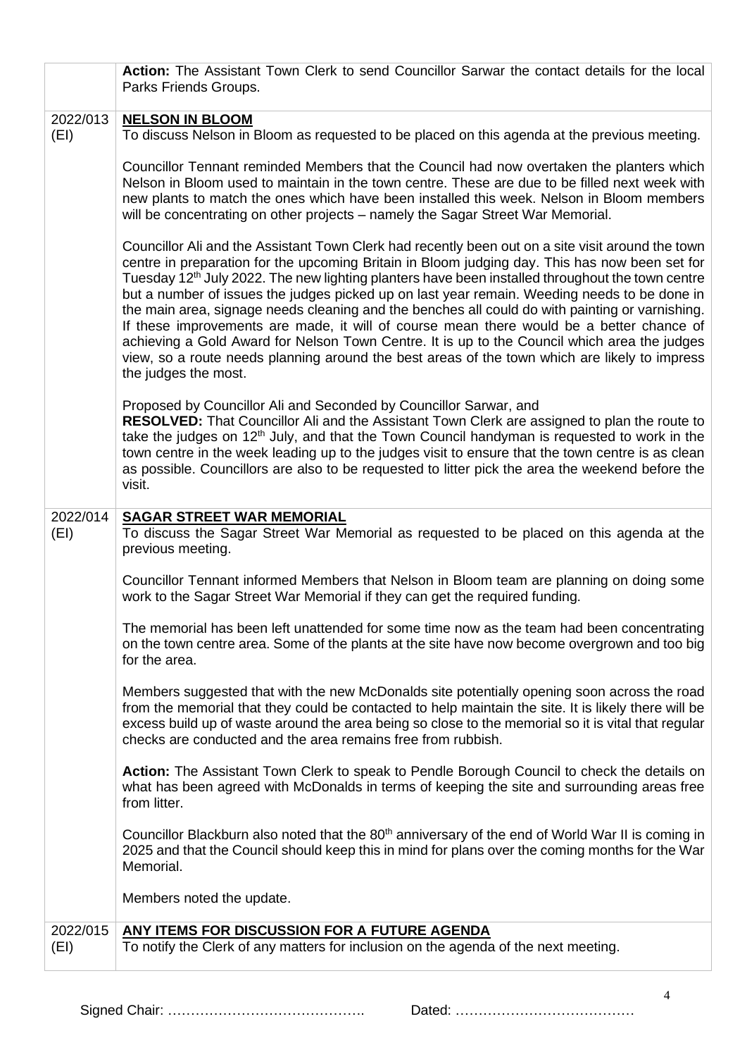| | |
|---|---|
| | **Action:** The Assistant Town Clerk to send Councillor Sarwar the contact details for the local Parks Friends Groups. |
| 2022/013 (EI) | **NELSON IN BLOOM**<br>To discuss Nelson in Bloom as requested to be placed on this agenda at the previous meeting.<br><br>Councillor Tennant reminded Members that the Council had now overtaken the planters which Nelson in Bloom used to maintain in the town centre. These are due to be filled next week with new plants to match the ones which have been installed this week. Nelson in Bloom members will be concentrating on other projects – namely the Sagar Street War Memorial.<br><br>Councillor Ali and the Assistant Town Clerk had recently been out on a site visit around the town centre in preparation for the upcoming Britain in Bloom judging day. This has now been set for Tuesday 12th July 2022. The new lighting planters have been installed throughout the town centre but a number of issues the judges picked up on last year remain. Weeding needs to be done in the main area, signage needs cleaning and the benches all could do with painting or varnishing. If these improvements are made, it will of course mean there would be a better chance of achieving a Gold Award for Nelson Town Centre. It is up to the Council which area the judges view, so a route needs planning around the best areas of the town which are likely to impress the judges the most.<br><br>Proposed by Councillor Ali and Seconded by Councillor Sarwar, and<br>**RESOLVED:** That Councillor Ali and the Assistant Town Clerk are assigned to plan the route to take the judges on 12th July, and that the Town Council handyman is requested to work in the town centre in the week leading up to the judges visit to ensure that the town centre is as clean as possible. Councillors are also to be requested to litter pick the area the weekend before the visit. |
| 2022/014 (EI) | **SAGAR STREET WAR MEMORIAL**<br>To discuss the Sagar Street War Memorial as requested to be placed on this agenda at the previous meeting.<br><br>Councillor Tennant informed Members that Nelson in Bloom team are planning on doing some work to the Sagar Street War Memorial if they can get the required funding.<br><br>The memorial has been left unattended for some time now as the team had been concentrating on the town centre area. Some of the plants at the site have now become overgrown and too big for the area.<br><br>Members suggested that with the new McDonalds site potentially opening soon across the road from the memorial that they could be contacted to help maintain the site. It is likely there will be excess build up of waste around the area being so close to the memorial so it is vital that regular checks are conducted and the area remains free from rubbish.<br><br>**Action:** The Assistant Town Clerk to speak to Pendle Borough Council to check the details on what has been agreed with McDonalds in terms of keeping the site and surrounding areas free from litter.<br><br>Councillor Blackburn also noted that the 80th anniversary of the end of World War II is coming in 2025 and that the Council should keep this in mind for plans over the coming months for the War Memorial.<br><br>Members noted the update. |
| 2022/015 (EI) | **ANY ITEMS FOR DISCUSSION FOR A FUTURE AGENDA**<br>To notify the Clerk of any matters for inclusion on the agenda of the next meeting. |

Signed Chair: ……………………………………. Dated: …………………………………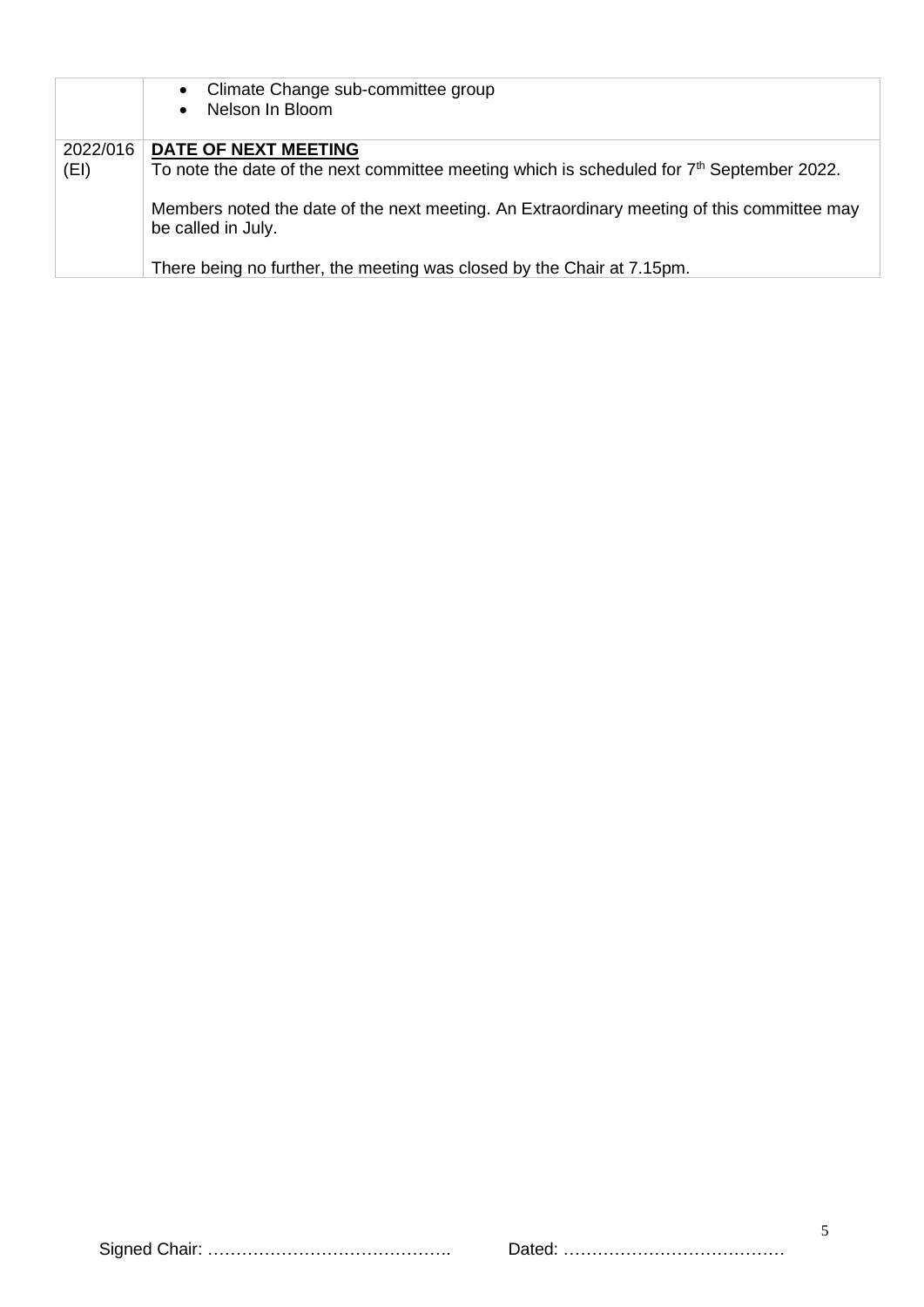| | |
|---|---|
| | • Climate Change sub-committee group<br>• Nelson In Bloom |
| 2022/016 (EI) | **DATE OF NEXT MEETING**<br>To note the date of the next committee meeting which is scheduled for 7th September 2022.<br><br>Members noted the date of the next meeting. An Extraordinary meeting of this committee may be called in July.<br><br>There being no further, the meeting was closed by the Chair at 7.15pm. |

Signed Chair: …………………………………….  Dated: …………………………………